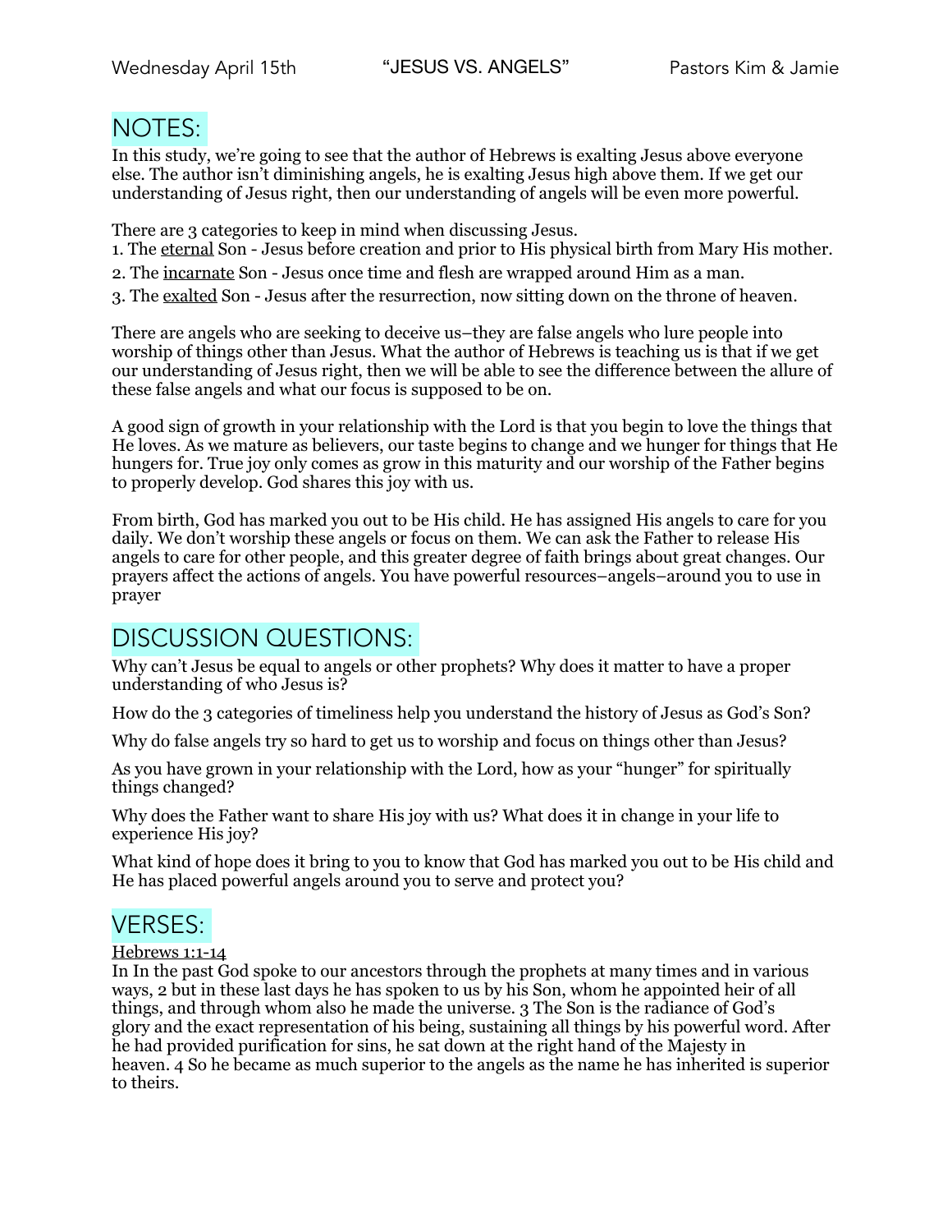Wednesday April 15th "JESUS VS. ANGELS" Pastors Kim & Jamie

## NOTES:

In this study, we're going to see that the author of Hebrews is exalting Jesus above everyone else. The author isn't diminishing angels, he is exalting Jesus high above them. If we get our understanding of Jesus right, then our understanding of angels will be even more powerful.

There are 3 categories to keep in mind when discussing Jesus.

1. The eternal Son - Jesus before creation and prior to His physical birth from Mary His mother.
2. The incarnate Son - Jesus once time and flesh are wrapped around Him as a man.
3. The exalted Son - Jesus after the resurrection, now sitting down on the throne of heaven.

There are angels who are seeking to deceive us–they are false angels who lure people into worship of things other than Jesus. What the author of Hebrews is teaching us is that if we get our understanding of Jesus right, then we will be able to see the difference between the allure of these false angels and what our focus is supposed to be on.

A good sign of growth in your relationship with the Lord is that you begin to love the things that He loves. As we mature as believers, our taste begins to change and we hunger for things that He hungers for. True joy only comes as grow in this maturity and our worship of the Father begins to properly develop. God shares this joy with us.

From birth, God has marked you out to be His child. He has assigned His angels to care for you daily. We don't worship these angels or focus on them. We can ask the Father to release His angels to care for other people, and this greater degree of faith brings about great changes. Our prayers affect the actions of angels. You have powerful resources–angels–around you to use in prayer

## DISCUSSION QUESTIONS:

Why can't Jesus be equal to angels or other prophets? Why does it matter to have a proper understanding of who Jesus is?

How do the 3 categories of timeliness help you understand the history of Jesus as God's Son?

Why do false angels try so hard to get us to worship and focus on things other than Jesus?

As you have grown in your relationship with the Lord, how as your "hunger" for spiritually things changed?

Why does the Father want to share His joy with us? What does it in change in your life to experience His joy?

What kind of hope does it bring to you to know that God has marked you out to be His child and He has placed powerful angels around you to serve and protect you?

## VERSES:

Hebrews 1:1-14

In In the past God spoke to our ancestors through the prophets at many times and in various ways, 2 but in these last days he has spoken to us by his Son, whom he appointed heir of all things, and through whom also he made the universe. 3 The Son is the radiance of God's glory and the exact representation of his being, sustaining all things by his powerful word. After he had provided purification for sins, he sat down at the right hand of the Majesty in heaven. 4 So he became as much superior to the angels as the name he has inherited is superior to theirs.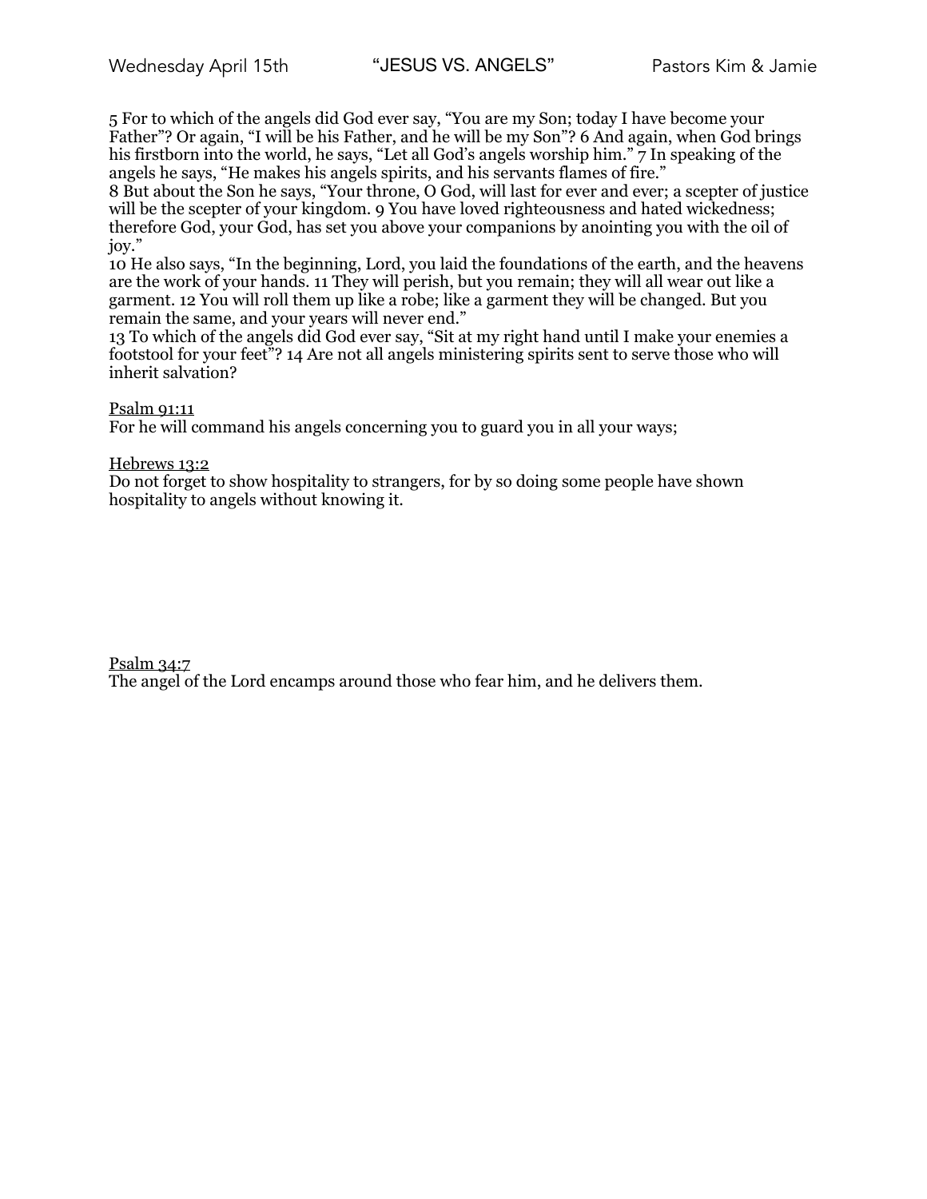5 For to which of the angels did God ever say, "You are my Son; today I have become your Father"? Or again, "I will be his Father, and he will be my Son"? 6 And again, when God brings his firstborn into the world, he says, "Let all God's angels worship him." 7 In speaking of the angels he says, "He makes his angels spirits, and his servants flames of fire."
8 But about the Son he says, "Your throne, O God, will last for ever and ever; a scepter of justice will be the scepter of your kingdom. 9 You have loved righteousness and hated wickedness; therefore God, your God, has set you above your companions by anointing you with the oil of joy."
10 He also says, "In the beginning, Lord, you laid the foundations of the earth, and the heavens are the work of your hands. 11 They will perish, but you remain; they will all wear out like a garment. 12 You will roll them up like a robe; like a garment they will be changed. But you remain the same, and your years will never end."
13 To which of the angels did God ever say, "Sit at my right hand until I make your enemies a footstool for your feet"? 14 Are not all angels ministering spirits sent to serve those who will inherit salvation?

Psalm 91:11
For he will command his angels concerning you to guard you in all your ways;

Hebrews 13:2
Do not forget to show hospitality to strangers, for by so doing some people have shown hospitality to angels without knowing it.

Psalm 34:7
The angel of the Lord encamps around those who fear him, and he delivers them.